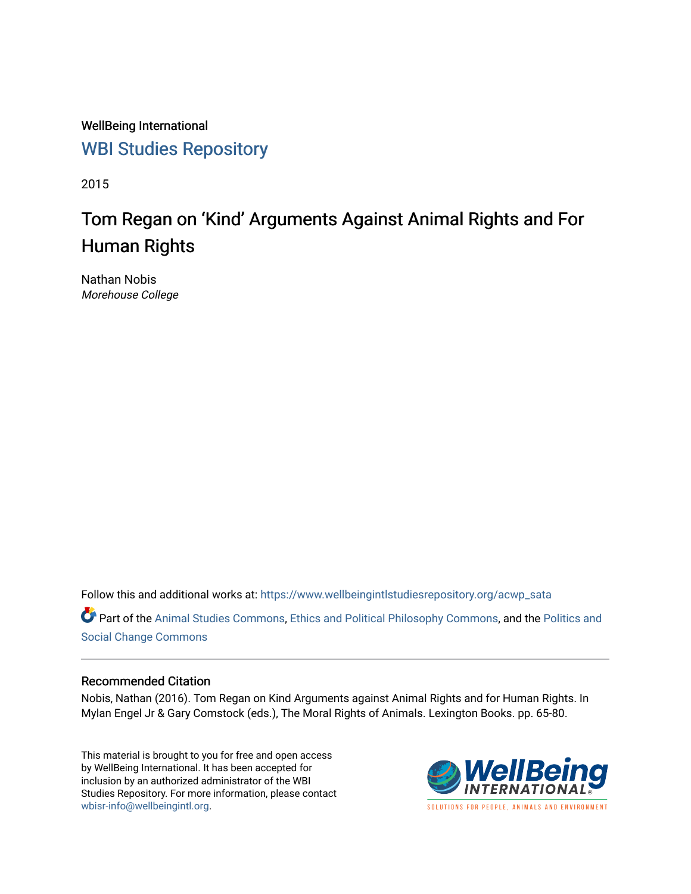WellBeing International

WBI Studies Repository

2015

# Tom Regan on 'Kind' Arguments Against Animal Rights and For Human Rights

Nathan Nobis

*Morehouse College*

Follow this and additional works at: https://www.wellbeingintlstudiesrepository.org/acwp_sata

Part of the Animal Studies Commons, Ethics and Political Philosophy Commons, and the Politics and Social Change Commons

## Recommended Citation

Nobis, Nathan (2016). Tom Regan on Kind Arguments against Animal Rights and for Human Rights. In Mylan Engel Jr & Gary Comstock (eds.), The Moral Rights of Animals. Lexington Books. pp. 65-80.

This material is brought to you for free and open access by WellBeing International. It has been accepted for inclusion by an authorized administrator of the WBI Studies Repository. For more information, please contact wbisr-info@wellbeingintl.org.

WellBeing INTERNATIONAL

SOLUTIONS FOR PEOPLE, ANIMALS AND ENVIRONMENT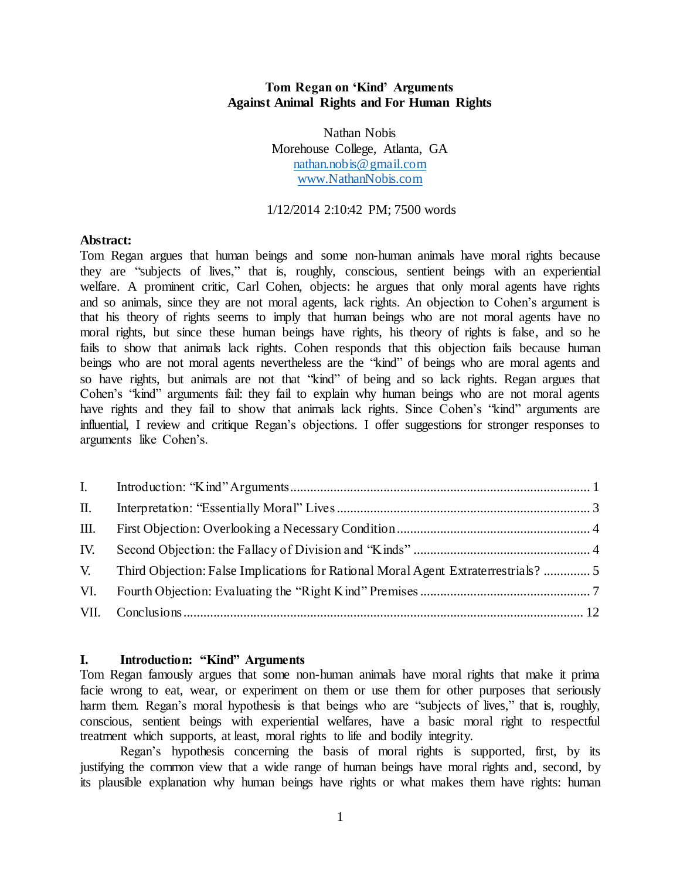**Tom Regan on 'Kind' Arguments**
**Against Animal Rights and For Human Rights**

Nathan Nobis
Morehouse College, Atlanta, GA
nathan.nobis@gmail.com
www.NathanNobis.com

1/12/2014 2:10:42 PM; 7500 words

**Abstract:**
Tom Regan argues that human beings and some non-human animals have moral rights because they are "subjects of lives," that is, roughly, conscious, sentient beings with an experiential welfare. A prominent critic, Carl Cohen, objects: he argues that only moral agents have rights and so animals, since they are not moral agents, lack rights. An objection to Cohen's argument is that his theory of rights seems to imply that human beings who are not moral agents have no moral rights, but since these human beings have rights, his theory of rights is false, and so he fails to show that animals lack rights. Cohen responds that this objection fails because human beings who are not moral agents nevertheless are the "kind" of beings who are moral agents and so have rights, but animals are not that "kind" of being and so lack rights. Regan argues that Cohen's "kind" arguments fail: they fail to explain why human beings who are not moral agents have rights and they fail to show that animals lack rights. Since Cohen's "kind" arguments are influential, I review and critique Regan's objections. I offer suggestions for stronger responses to arguments like Cohen's.

| | | |
|---|---|---|
| I. | Introduction: "Kind" Arguments | 1 |
| II. | Interpretation: "Essentially Moral" Lives | 3 |
| III. | First Objection: Overlooking a Necessary Condition | 4 |
| IV. | Second Objection: the Fallacy of Division and "Kinds" | 4 |
| V. | Third Objection: False Implications for Rational Moral Agent Extraterrestrials? | 5 |
| VI. | Fourth Objection: Evaluating the "Right Kind" Premises | 7 |
| VII. | Conclusions | 12 |

## I. Introduction: "Kind" Arguments

Tom Regan famously argues that some non-human animals have moral rights that make it prima facie wrong to eat, wear, or experiment on them or use them for other purposes that seriously harm them. Regan's moral hypothesis is that beings who are "subjects of lives," that is, roughly, conscious, sentient beings with experiential welfares, have a basic moral right to respectful treatment which supports, at least, moral rights to life and bodily integrity.

Regan's hypothesis concerning the basis of moral rights is supported, first, by its justifying the common view that a wide range of human beings have moral rights and, second, by its plausible explanation why human beings have rights or what makes them have rights: human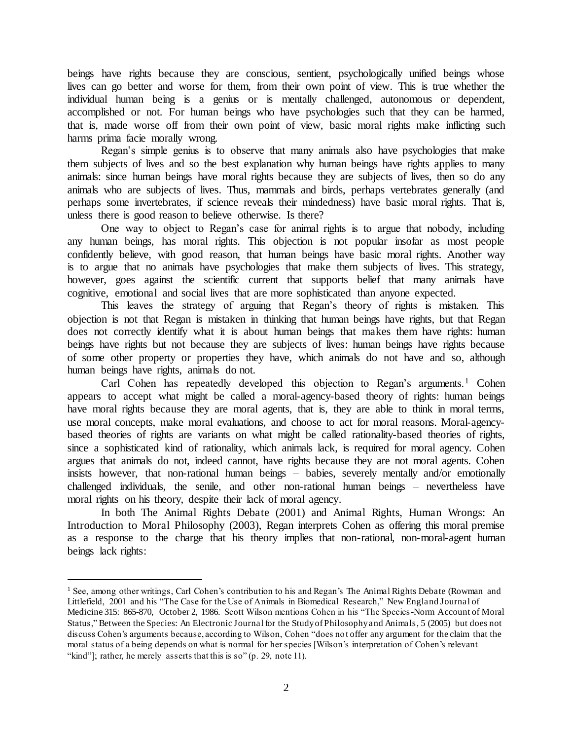beings have rights because they are conscious, sentient, psychologically unified beings whose lives can go better and worse for them, from their own point of view. This is true whether the individual human being is a genius or is mentally challenged, autonomous or dependent, accomplished or not. For human beings who have psychologies such that they can be harmed, that is, made worse off from their own point of view, basic moral rights make inflicting such harms prima facie morally wrong.

Regan's simple genius is to observe that many animals also have psychologies that make them subjects of lives and so the best explanation why human beings have rights applies to many animals: since human beings have moral rights because they are subjects of lives, then so do any animals who are subjects of lives. Thus, mammals and birds, perhaps vertebrates generally (and perhaps some invertebrates, if science reveals their mindedness) have basic moral rights. That is, unless there is good reason to believe otherwise. Is there?

One way to object to Regan's case for animal rights is to argue that nobody, including any human beings, has moral rights. This objection is not popular insofar as most people confidently believe, with good reason, that human beings have basic moral rights. Another way is to argue that no animals have psychologies that make them subjects of lives. This strategy, however, goes against the scientific current that supports belief that many animals have cognitive, emotional and social lives that are more sophisticated than anyone expected.

This leaves the strategy of arguing that Regan's theory of rights is mistaken. This objection is not that Regan is mistaken in thinking that human beings have rights, but that Regan does not correctly identify what it is about human beings that makes them have rights: human beings have rights but not because they are subjects of lives: human beings have rights because of some other property or properties they have, which animals do not have and so, although human beings have rights, animals do not.

Carl Cohen has repeatedly developed this objection to Regan's arguments.[1] Cohen appears to accept what might be called a moral-agency-based theory of rights: human beings have moral rights because they are moral agents, that is, they are able to think in moral terms, use moral concepts, make moral evaluations, and choose to act for moral reasons. Moral-agency-based theories of rights are variants on what might be called rationality-based theories of rights, since a sophisticated kind of rationality, which animals lack, is required for moral agency. Cohen argues that animals do not, indeed cannot, have rights because they are not moral agents. Cohen insists however, that non-rational human beings – babies, severely mentally and/or emotionally challenged individuals, the senile, and other non-rational human beings – nevertheless have moral rights on his theory, despite their lack of moral agency.

In both The Animal Rights Debate (2001) and Animal Rights, Human Wrongs: An Introduction to Moral Philosophy (2003), Regan interprets Cohen as offering this moral premise as a response to the charge that his theory implies that non-rational, non-moral-agent human beings lack rights:

---

[1] See, among other writings, Carl Cohen's contribution to his and Regan's The Animal Rights Debate (Rowman and Littlefield, 2001 and his "The Case for the Use of Animals in Biomedical Research," New England Journal of Medicine 315: 865-870, October 2, 1986. Scott Wilson mentions Cohen in his "The Species-Norm Account of Moral Status," Between the Species: An Electronic Journal for the Study of Philosophy and Animals, 5 (2005) but does not discuss Cohen's arguments because, according to Wilson, Cohen "does not offer any argument for the claim that the moral status of a being depends on what is normal for her species [Wilson's interpretation of Cohen's relevant "kind"]; rather, he merely asserts that this is so" (p. 29, note 11).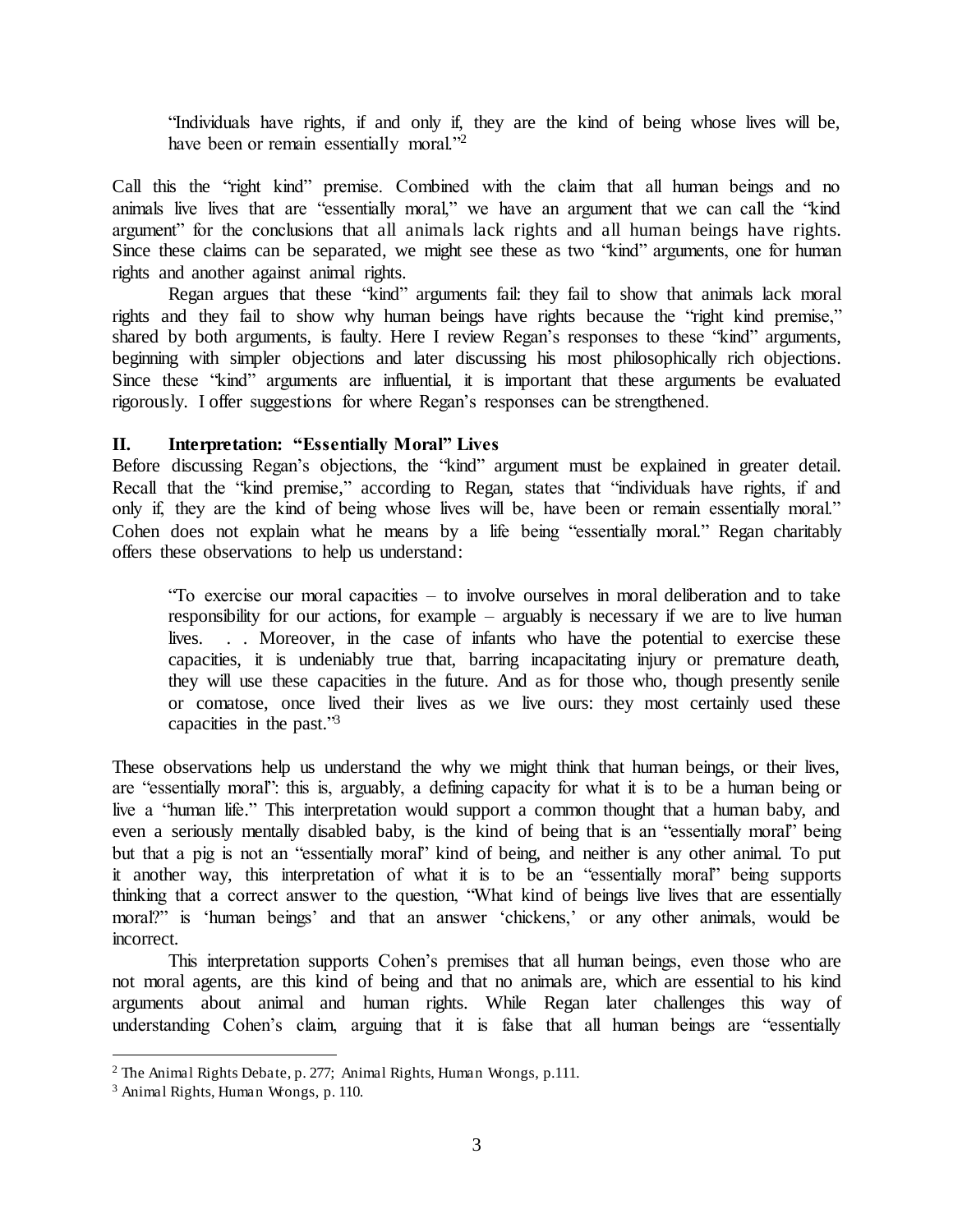> "Individuals have rights, if and only if, they are the kind of being whose lives will be, have been or remain essentially moral."[2]

Call this the "right kind" premise. Combined with the claim that all human beings and no animals live lives that are "essentially moral," we have an argument that we can call the "kind argument" for the conclusions that all animals lack rights and all human beings have rights. Since these claims can be separated, we might see these as two "kind" arguments, one for human rights and another against animal rights.

Regan argues that these "kind" arguments fail: they fail to show that animals lack moral rights and they fail to show why human beings have rights because the "right kind premise," shared by both arguments, is faulty. Here I review Regan's responses to these "kind" arguments, beginning with simpler objections and later discussing his most philosophically rich objections. Since these "kind" arguments are influential, it is important that these arguments be evaluated rigorously. I offer suggestions for where Regan's responses can be strengthened.

## II. Interpretation: "Essentially Moral" Lives

Before discussing Regan's objections, the "kind" argument must be explained in greater detail. Recall that the "kind premise," according to Regan, states that "individuals have rights, if and only if, they are the kind of being whose lives will be, have been or remain essentially moral." Cohen does not explain what he means by a life being "essentially moral." Regan charitably offers these observations to help us understand:

> "To exercise our moral capacities – to involve ourselves in moral deliberation and to take responsibility for our actions, for example – arguably is necessary if we are to live human lives. . . Moreover, in the case of infants who have the potential to exercise these capacities, it is undeniably true that, barring incapacitating injury or premature death, they will use these capacities in the future. And as for those who, though presently senile or comatose, once lived their lives as we live ours: they most certainly used these capacities in the past."[3]

These observations help us understand the why we might think that human beings, or their lives, are "essentially moral": this is, arguably, a defining capacity for what it is to be a human being or live a "human life." This interpretation would support a common thought that a human baby, and even a seriously mentally disabled baby, is the kind of being that is an "essentially moral" being but that a pig is not an "essentially moral" kind of being, and neither is any other animal. To put it another way, this interpretation of what it is to be an "essentially moral" being supports thinking that a correct answer to the question, "What kind of beings live lives that are essentially moral?" is 'human beings' and that an answer 'chickens,' or any other animals, would be incorrect.

This interpretation supports Cohen's premises that all human beings, even those who are not moral agents, are this kind of being and that no animals are, which are essential to his kind arguments about animal and human rights. While Regan later challenges this way of understanding Cohen's claim, arguing that it is false that all human beings are "essentially

---

[2] The Animal Rights Debate, p. 277; Animal Rights, Human Wrongs, p.111.

[3] Animal Rights, Human Wrongs, p. 110.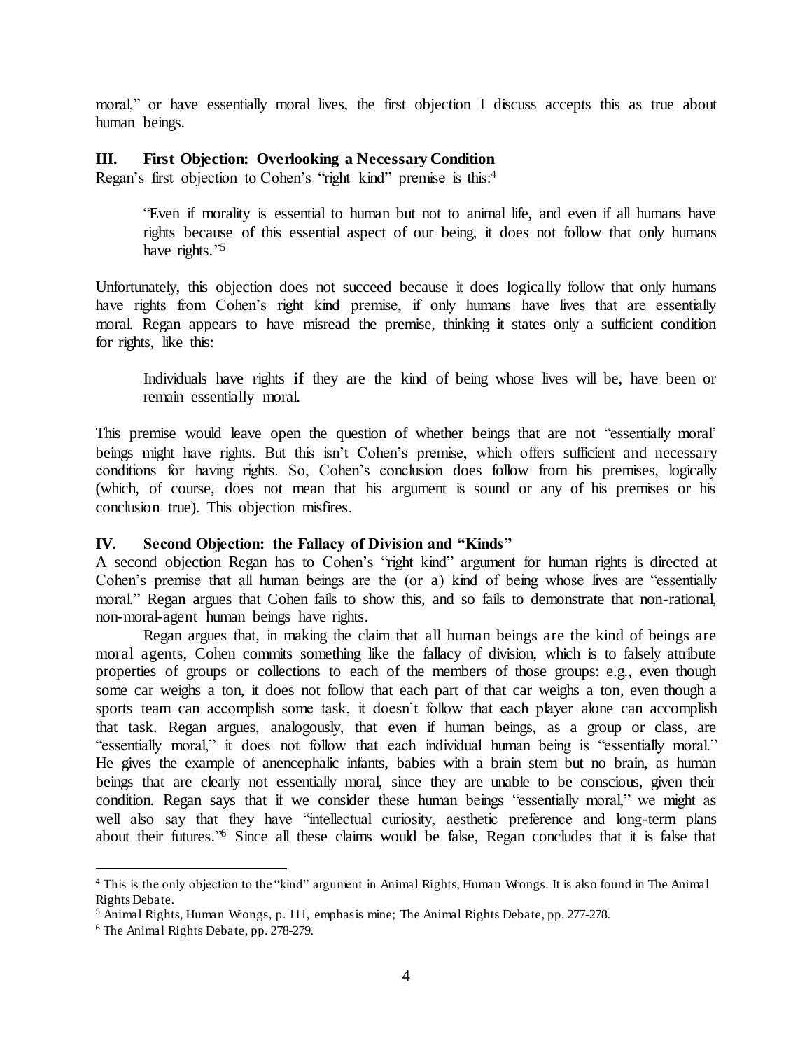moral," or have essentially moral lives, the first objection I discuss accepts this as true about human beings.

### III. First Objection: Overlooking a Necessary Condition

Regan's first objection to Cohen's "right kind" premise is this:[4]

> "Even if morality is essential to human but not to animal life, and even if all humans have rights because of this essential aspect of our being, it does not follow that only humans have rights."[5]

Unfortunately, this objection does not succeed because it does logically follow that only humans have rights from Cohen's right kind premise, if only humans have lives that are essentially moral. Regan appears to have misread the premise, thinking it states only a sufficient condition for rights, like this:

> Individuals have rights **if** they are the kind of being whose lives will be, have been or remain essentially moral.

This premise would leave open the question of whether beings that are not "essentially moral' beings might have rights. But this isn't Cohen's premise, which offers sufficient and necessary conditions for having rights. So, Cohen's conclusion does follow from his premises, logically (which, of course, does not mean that his argument is sound or any of his premises or his conclusion true). This objection misfires.

### IV. Second Objection: the Fallacy of Division and "Kinds"

A second objection Regan has to Cohen's "right kind" argument for human rights is directed at Cohen's premise that all human beings are the (or a) kind of being whose lives are "essentially moral." Regan argues that Cohen fails to show this, and so fails to demonstrate that non-rational, non-moral-agent human beings have rights.

Regan argues that, in making the claim that all human beings are the kind of beings are moral agents, Cohen commits something like the fallacy of division, which is to falsely attribute properties of groups or collections to each of the members of those groups: e.g., even though some car weighs a ton, it does not follow that each part of that car weighs a ton, even though a sports team can accomplish some task, it doesn't follow that each player alone can accomplish that task. Regan argues, analogously, that even if human beings, as a group or class, are "essentially moral," it does not follow that each individual human being is "essentially moral." He gives the example of anencephalic infants, babies with a brain stem but no brain, as human beings that are clearly not essentially moral, since they are unable to be conscious, given their condition. Regan says that if we consider these human beings "essentially moral," we might as well also say that they have "intellectual curiosity, aesthetic preference and long-term plans about their futures."[6] Since all these claims would be false, Regan concludes that it is false that

---

[4] This is the only objection to the "kind" argument in Animal Rights, Human Wrongs. It is also found in The Animal Rights Debate.

[5] Animal Rights, Human Wrongs, p. 111, emphasis mine; The Animal Rights Debate, pp. 277-278.

[6] The Animal Rights Debate, pp. 278-279.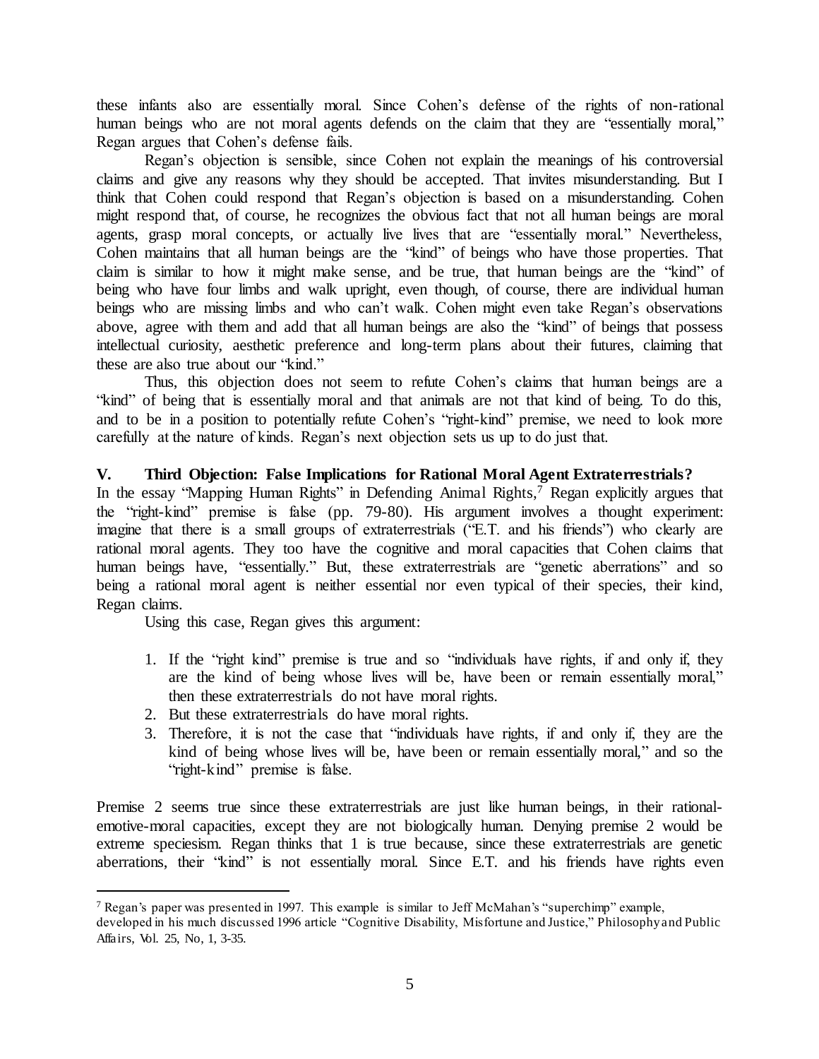these infants also are essentially moral. Since Cohen's defense of the rights of non-rational human beings who are not moral agents defends on the claim that they are "essentially moral," Regan argues that Cohen's defense fails.

Regan's objection is sensible, since Cohen not explain the meanings of his controversial claims and give any reasons why they should be accepted. That invites misunderstanding. But I think that Cohen could respond that Regan's objection is based on a misunderstanding. Cohen might respond that, of course, he recognizes the obvious fact that not all human beings are moral agents, grasp moral concepts, or actually live lives that are "essentially moral." Nevertheless, Cohen maintains that all human beings are the "kind" of beings who have those properties. That claim is similar to how it might make sense, and be true, that human beings are the "kind" of being who have four limbs and walk upright, even though, of course, there are individual human beings who are missing limbs and who can't walk. Cohen might even take Regan's observations above, agree with them and add that all human beings are also the "kind" of beings that possess intellectual curiosity, aesthetic preference and long-term plans about their futures, claiming that these are also true about our "kind."

Thus, this objection does not seem to refute Cohen's claims that human beings are a "kind" of being that is essentially moral and that animals are not that kind of being. To do this, and to be in a position to potentially refute Cohen's "right-kind" premise, we need to look more carefully at the nature of kinds. Regan's next objection sets us up to do just that.

## V. Third Objection: False Implications for Rational Moral Agent Extraterrestrials?

In the essay "Mapping Human Rights" in Defending Animal Rights,[7] Regan explicitly argues that the "right-kind" premise is false (pp. 79-80). His argument involves a thought experiment: imagine that there is a small groups of extraterrestrials ("E.T. and his friends") who clearly are rational moral agents. They too have the cognitive and moral capacities that Cohen claims that human beings have, "essentially." But, these extraterrestrials are "genetic aberrations" and so being a rational moral agent is neither essential nor even typical of their species, their kind, Regan claims.

Using this case, Regan gives this argument:

1. If the "right kind" premise is true and so "individuals have rights, if and only if, they are the kind of being whose lives will be, have been or remain essentially moral," then these extraterrestrials do not have moral rights.
2. But these extraterrestrials do have moral rights.
3. Therefore, it is not the case that "individuals have rights, if and only if, they are the kind of being whose lives will be, have been or remain essentially moral," and so the "right-kind" premise is false.

Premise 2 seems true since these extraterrestrials are just like human beings, in their rational-emotive-moral capacities, except they are not biologically human. Denying premise 2 would be extreme speciesism. Regan thinks that 1 is true because, since these extraterrestrials are genetic aberrations, their "kind" is not essentially moral. Since E.T. and his friends have rights even

---

[7] Regan's paper was presented in 1997. This example is similar to Jeff McMahan's "superchimp" example, developed in his much discussed 1996 article "Cognitive Disability, Misfortune and Justice," Philosophy and Public Affairs, Vol. 25, No, 1, 3-35.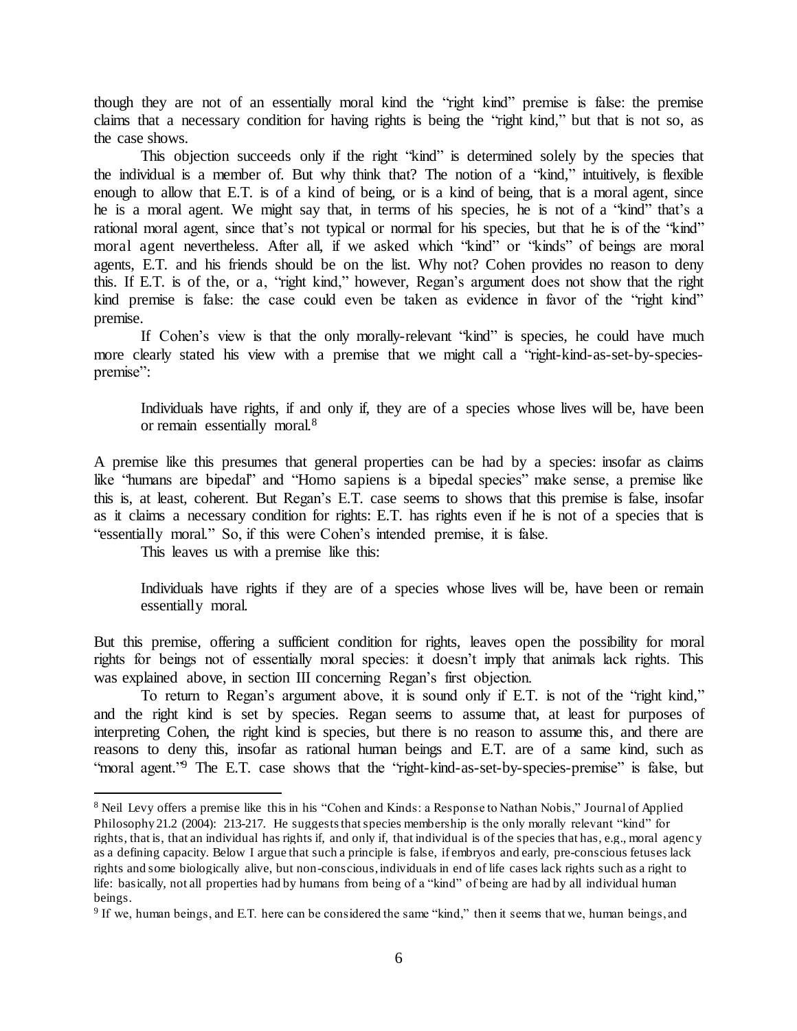though they are not of an essentially moral kind the "right kind" premise is false: the premise claims that a necessary condition for having rights is being the "right kind," but that is not so, as the case shows.

This objection succeeds only if the right "kind" is determined solely by the species that the individual is a member of. But why think that? The notion of a "kind," intuitively, is flexible enough to allow that E.T. is of a kind of being, or is a kind of being, that is a moral agent, since he is a moral agent. We might say that, in terms of his species, he is not of a "kind" that's a rational moral agent, since that's not typical or normal for his species, but that he is of the "kind" moral agent nevertheless. After all, if we asked which "kind" or "kinds" of beings are moral agents, E.T. and his friends should be on the list. Why not? Cohen provides no reason to deny this. If E.T. is of the, or a, "right kind," however, Regan's argument does not show that the right kind premise is false: the case could even be taken as evidence in favor of the "right kind" premise.

If Cohen's view is that the only morally-relevant "kind" is species, he could have much more clearly stated his view with a premise that we might call a "right-kind-as-set-by-species-premise":

> Individuals have rights, if and only if, they are of a species whose lives will be, have been or remain essentially moral.[8]

A premise like this presumes that general properties can be had by a species: insofar as claims like "humans are bipedal" and "Homo sapiens is a bipedal species" make sense, a premise like this is, at least, coherent. But Regan's E.T. case seems to shows that this premise is false, insofar as it claims a necessary condition for rights: E.T. has rights even if he is not of a species that is "essentially moral." So, if this were Cohen's intended premise, it is false.

This leaves us with a premise like this:

> Individuals have rights if they are of a species whose lives will be, have been or remain essentially moral.

But this premise, offering a sufficient condition for rights, leaves open the possibility for moral rights for beings not of essentially moral species: it doesn't imply that animals lack rights. This was explained above, in section III concerning Regan's first objection.

To return to Regan's argument above, it is sound only if E.T. is not of the "right kind," and the right kind is set by species. Regan seems to assume that, at least for purposes of interpreting Cohen, the right kind is species, but there is no reason to assume this, and there are reasons to deny this, insofar as rational human beings and E.T. are of a same kind, such as "moral agent."[9] The E.T. case shows that the "right-kind-as-set-by-species-premise" is false, but

---

[8] Neil Levy offers a premise like this in his "Cohen and Kinds: a Response to Nathan Nobis," Journal of Applied Philosophy 21.2 (2004): 213-217. He suggests that species membership is the only morally relevant "kind" for rights, that is, that an individual has rights if, and only if, that individual is of the species that has, e.g., moral agency as a defining capacity. Below I argue that such a principle is false, if embryos and early, pre-conscious fetuses lack rights and some biologically alive, but non-conscious, individuals in end of life cases lack rights such as a right to life: basically, not all properties had by humans from being of a "kind" of being are had by all individual human beings.

[9] If we, human beings, and E.T. here can be considered the same "kind," then it seems that we, human beings, and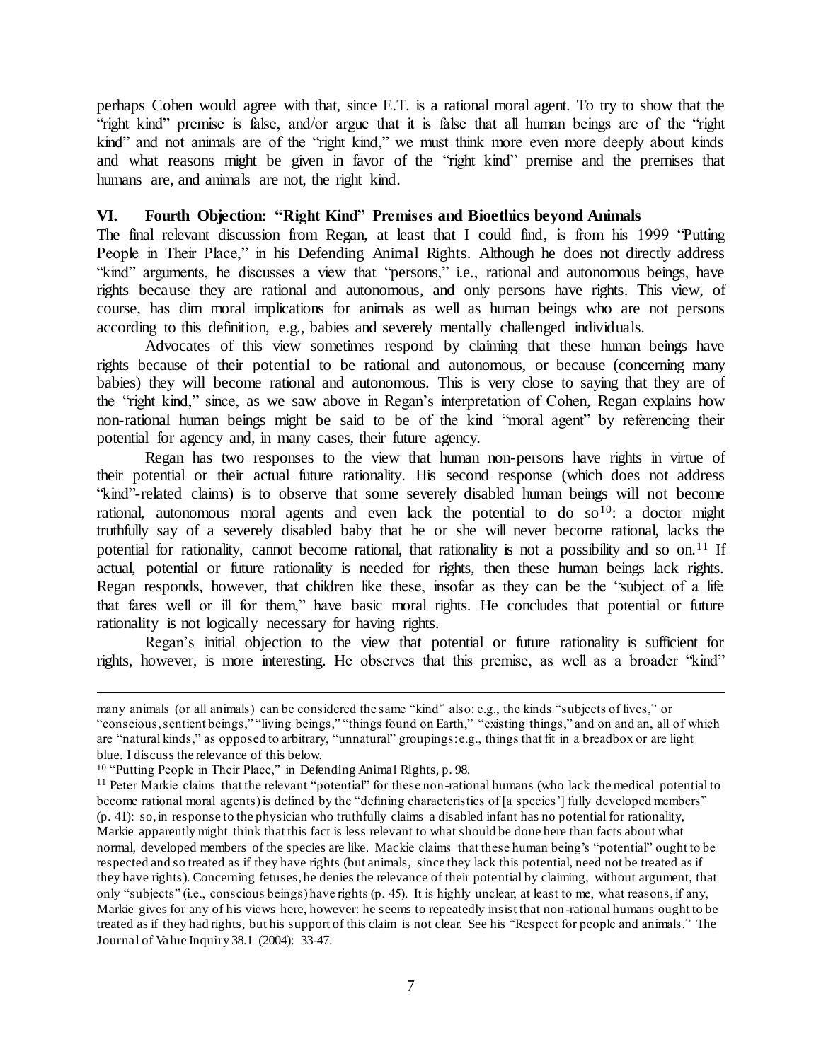perhaps Cohen would agree with that, since E.T. is a rational moral agent. To try to show that the "right kind" premise is false, and/or argue that it is false that all human beings are of the "right kind" and not animals are of the "right kind," we must think more even more deeply about kinds and what reasons might be given in favor of the "right kind" premise and the premises that humans are, and animals are not, the right kind.

## VI. Fourth Objection: "Right Kind" Premises and Bioethics beyond Animals

The final relevant discussion from Regan, at least that I could find, is from his 1999 "Putting People in Their Place," in his Defending Animal Rights. Although he does not directly address "kind" arguments, he discusses a view that "persons," i.e., rational and autonomous beings, have rights because they are rational and autonomous, and only persons have rights. This view, of course, has dim moral implications for animals as well as human beings who are not persons according to this definition, e.g., babies and severely mentally challenged individuals.

Advocates of this view sometimes respond by claiming that these human beings have rights because of their potential to be rational and autonomous, or because (concerning many babies) they will become rational and autonomous. This is very close to saying that they are of the "right kind," since, as we saw above in Regan's interpretation of Cohen, Regan explains how non-rational human beings might be said to be of the kind "moral agent" by referencing their potential for agency and, in many cases, their future agency.

Regan has two responses to the view that human non-persons have rights in virtue of their potential or their actual future rationality. His second response (which does not address "kind"-related claims) is to observe that some severely disabled human beings will not become rational, autonomous moral agents and even lack the potential to do so[10]: a doctor might truthfully say of a severely disabled baby that he or she will never become rational, lacks the potential for rationality, cannot become rational, that rationality is not a possibility and so on.[11] If actual, potential or future rationality is needed for rights, then these human beings lack rights. Regan responds, however, that children like these, insofar as they can be the "subject of a life that fares well or ill for them," have basic moral rights. He concludes that potential or future rationality is not logically necessary for having rights.

Regan's initial objection to the view that potential or future rationality is sufficient for rights, however, is more interesting. He observes that this premise, as well as a broader "kind"

---

many animals (or all animals) can be considered the same "kind" also: e.g., the kinds "subjects of lives," or "conscious, sentient beings," "living beings," "things found on Earth," "existing things," and on and an, all of which are "natural kinds," as opposed to arbitrary, "unnatural" groupings: e.g., things that fit in a breadbox or are light blue. I discuss the relevance of this below.

[10] "Putting People in Their Place," in Defending Animal Rights, p. 98.

[11] Peter Markie claims that the relevant "potential" for these non-rational humans (who lack the medical potential to become rational moral agents) is defined by the "defining characteristics of [a species'] fully developed members" (p. 41): so, in response to the physician who truthfully claims a disabled infant has no potential for rationality, Markie apparently might think that this fact is less relevant to what should be done here than facts about what normal, developed members of the species are like. Mackie claims that these human being's "potential" ought to be respected and so treated as if they have rights (but animals, since they lack this potential, need not be treated as if they have rights). Concerning fetuses, he denies the relevance of their potential by claiming, without argument, that only "subjects" (i.e., conscious beings) have rights (p. 45). It is highly unclear, at least to me, what reasons, if any, Markie gives for any of his views here, however: he seems to repeatedly insist that non-rational humans ought to be treated as if they had rights, but his support of this claim is not clear. See his "Respect for people and animals." The Journal of Value Inquiry 38.1 (2004): 33-47.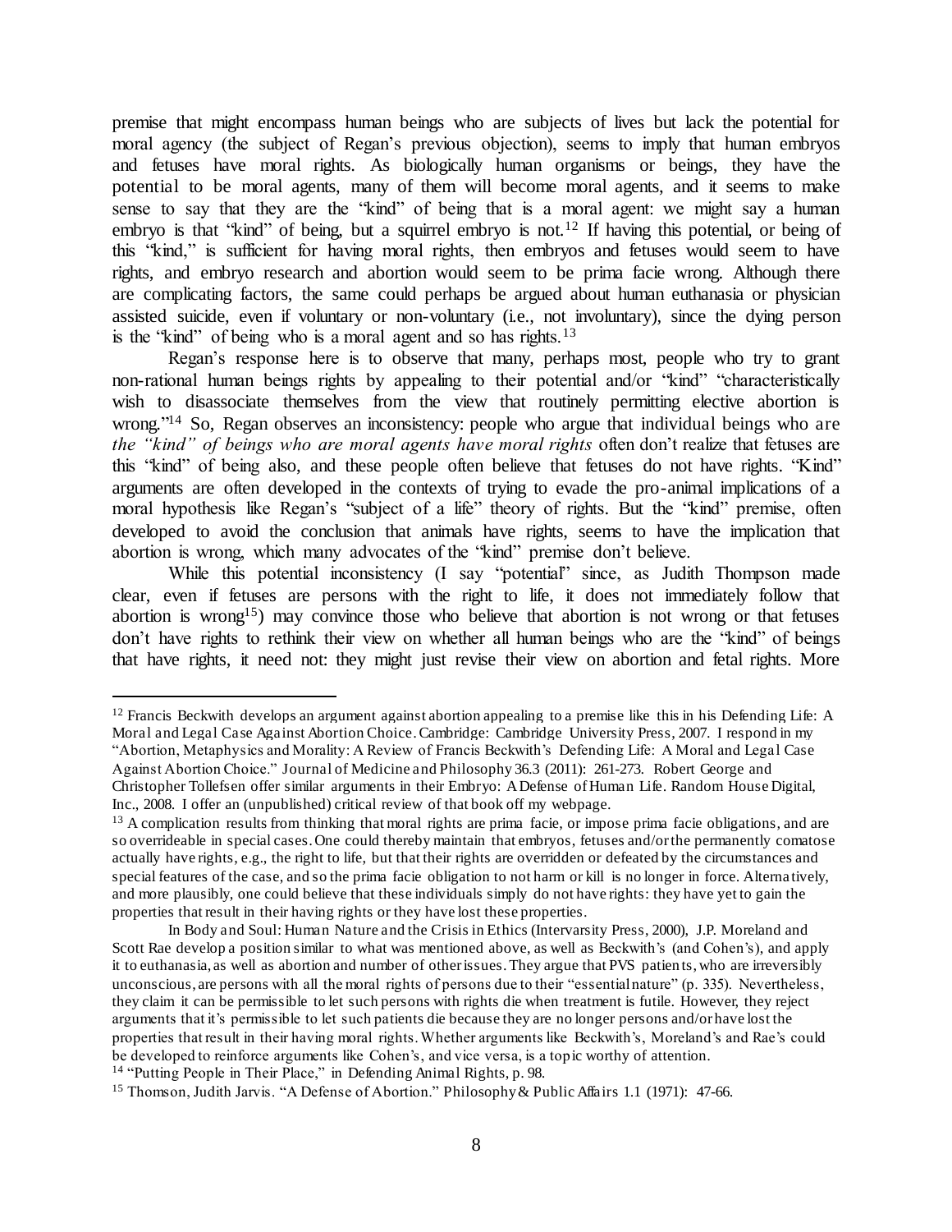premise that might encompass human beings who are subjects of lives but lack the potential for moral agency (the subject of Regan's previous objection), seems to imply that human embryos and fetuses have moral rights. As biologically human organisms or beings, they have the potential to be moral agents, many of them will become moral agents, and it seems to make sense to say that they are the "kind" of being that is a moral agent: we might say a human embryo is that "kind" of being, but a squirrel embryo is not.[12] If having this potential, or being of this "kind," is sufficient for having moral rights, then embryos and fetuses would seem to have rights, and embryo research and abortion would seem to be prima facie wrong. Although there are complicating factors, the same could perhaps be argued about human euthanasia or physician assisted suicide, even if voluntary or non-voluntary (i.e., not involuntary), since the dying person is the "kind" of being who is a moral agent and so has rights.[13]

Regan's response here is to observe that many, perhaps most, people who try to grant non-rational human beings rights by appealing to their potential and/or "kind" "characteristically wish to disassociate themselves from the view that routinely permitting elective abortion is wrong."[14] So, Regan observes an inconsistency: people who argue that individual beings who are *the "kind" of beings who are moral agents have moral rights* often don't realize that fetuses are this "kind" of being also, and these people often believe that fetuses do not have rights. "Kind" arguments are often developed in the contexts of trying to evade the pro-animal implications of a moral hypothesis like Regan's "subject of a life" theory of rights. But the "kind" premise, often developed to avoid the conclusion that animals have rights, seems to have the implication that abortion is wrong, which many advocates of the "kind" premise don't believe.

While this potential inconsistency (I say "potential" since, as Judith Thompson made clear, even if fetuses are persons with the right to life, it does not immediately follow that abortion is wrong[15]) may convince those who believe that abortion is not wrong or that fetuses don't have rights to rethink their view on whether all human beings who are the "kind" of beings that have rights, it need not: they might just revise their view on abortion and fetal rights. More

---

[12] Francis Beckwith develops an argument against abortion appealing to a premise like this in his Defending Life: A Moral and Legal Case Against Abortion Choice. Cambridge: Cambridge University Press, 2007. I respond in my "Abortion, Metaphysics and Morality: A Review of Francis Beckwith's Defending Life: A Moral and Legal Case Against Abortion Choice." Journal of Medicine and Philosophy 36.3 (2011): 261-273. Robert George and Christopher Tollefsen offer similar arguments in their Embryo: A Defense of Human Life. Random House Digital, Inc., 2008. I offer an (unpublished) critical review of that book off my webpage.

[13] A complication results from thinking that moral rights are prima facie, or impose prima facie obligations, and are so overrideable in special cases. One could thereby maintain that embryos, fetuses and/or the permanently comatose actually have rights, e.g., the right to life, but that their rights are overridden or defeated by the circumstances and special features of the case, and so the prima facie obligation to not harm or kill is no longer in force. Alternatively, and more plausibly, one could believe that these individuals simply do not have rights: they have yet to gain the properties that result in their having rights or they have lost these properties.

In Body and Soul: Human Nature and the Crisis in Ethics (Intervarsity Press, 2000), J.P. Moreland and Scott Rae develop a position similar to what was mentioned above, as well as Beckwith's (and Cohen's), and apply it to euthanasia, as well as abortion and number of other issues. They argue that PVS patients, who are irreversibly unconscious, are persons with all the moral rights of persons due to their "essential nature" (p. 335). Nevertheless, they claim it can be permissible to let such persons with rights die when treatment is futile. However, they reject arguments that it's permissible to let such patients die because they are no longer persons and/or have lost the properties that result in their having moral rights. Whether arguments like Beckwith's, Moreland's and Rae's could be developed to reinforce arguments like Cohen's, and vice versa, is a topic worthy of attention.

[14] "Putting People in Their Place," in Defending Animal Rights, p. 98.

[15] Thomson, Judith Jarvis. "A Defense of Abortion." Philosophy & Public Affairs 1.1 (1971): 47-66.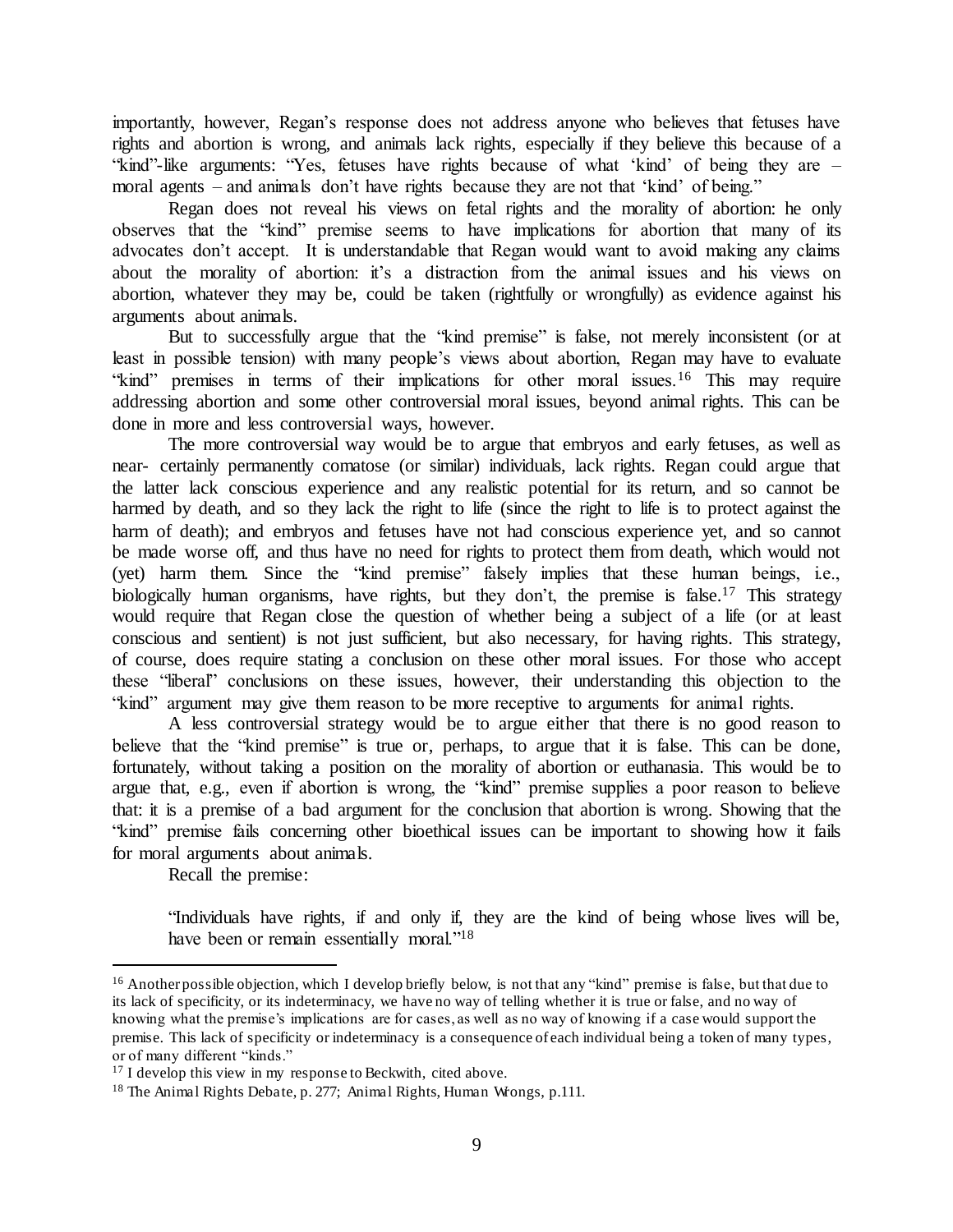importantly, however, Regan's response does not address anyone who believes that fetuses have rights and abortion is wrong, and animals lack rights, especially if they believe this because of a "kind"-like arguments: "Yes, fetuses have rights because of what 'kind' of being they are – moral agents – and animals don't have rights because they are not that 'kind' of being."

Regan does not reveal his views on fetal rights and the morality of abortion: he only observes that the "kind" premise seems to have implications for abortion that many of its advocates don't accept. It is understandable that Regan would want to avoid making any claims about the morality of abortion: it's a distraction from the animal issues and his views on abortion, whatever they may be, could be taken (rightfully or wrongfully) as evidence against his arguments about animals.

But to successfully argue that the "kind premise" is false, not merely inconsistent (or at least in possible tension) with many people's views about abortion, Regan may have to evaluate "kind" premises in terms of their implications for other moral issues.[16] This may require addressing abortion and some other controversial moral issues, beyond animal rights. This can be done in more and less controversial ways, however.

The more controversial way would be to argue that embryos and early fetuses, as well as near- certainly permanently comatose (or similar) individuals, lack rights. Regan could argue that the latter lack conscious experience and any realistic potential for its return, and so cannot be harmed by death, and so they lack the right to life (since the right to life is to protect against the harm of death); and embryos and fetuses have not had conscious experience yet, and so cannot be made worse off, and thus have no need for rights to protect them from death, which would not (yet) harm them. Since the "kind premise" falsely implies that these human beings, i.e., biologically human organisms, have rights, but they don't, the premise is false.[17] This strategy would require that Regan close the question of whether being a subject of a life (or at least conscious and sentient) is not just sufficient, but also necessary, for having rights. This strategy, of course, does require stating a conclusion on these other moral issues. For those who accept these "liberal" conclusions on these issues, however, their understanding this objection to the "kind" argument may give them reason to be more receptive to arguments for animal rights.

A less controversial strategy would be to argue either that there is no good reason to believe that the "kind premise" is true or, perhaps, to argue that it is false. This can be done, fortunately, without taking a position on the morality of abortion or euthanasia. This would be to argue that, e.g., even if abortion is wrong, the "kind" premise supplies a poor reason to believe that: it is a premise of a bad argument for the conclusion that abortion is wrong. Showing that the "kind" premise fails concerning other bioethical issues can be important to showing how it fails for moral arguments about animals.

Recall the premise:

> "Individuals have rights, if and only if, they are the kind of being whose lives will be, have been or remain essentially moral."[18]

---

[16] Another possible objection, which I develop briefly below, is not that any "kind" premise is false, but that due to its lack of specificity, or its indeterminacy, we have no way of telling whether it is true or false, and no way of knowing what the premise's implications are for cases, as well as no way of knowing if a case would support the premise. This lack of specificity or indeterminacy is a consequence of each individual being a token of many types, or of many different "kinds."

[17] I develop this view in my response to Beckwith, cited above.

[18] The Animal Rights Debate, p. 277; Animal Rights, Human Wrongs, p.111.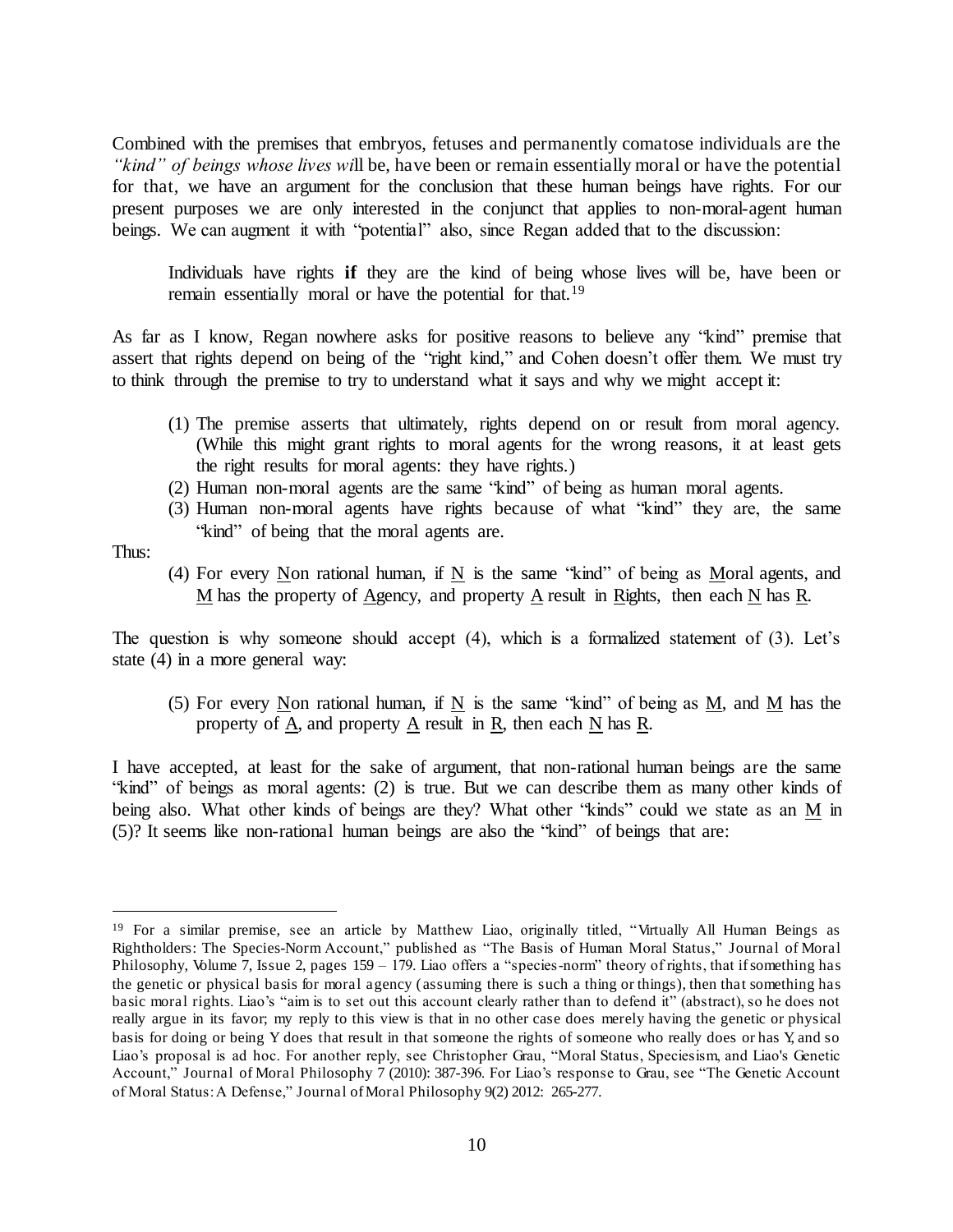Combined with the premises that embryos, fetuses and permanently comatose individuals are the *"kind" of beings whose lives wi*ll be, have been or remain essentially moral or have the potential for that, we have an argument for the conclusion that these human beings have rights. For our present purposes we are only interested in the conjunct that applies to non-moral-agent human beings. We can augment it with "potential" also, since Regan added that to the discussion:

> Individuals have rights **if** they are the kind of being whose lives will be, have been or remain essentially moral or have the potential for that.[19]

As far as I know, Regan nowhere asks for positive reasons to believe any "kind" premise that assert that rights depend on being of the "right kind," and Cohen doesn't offer them. We must try to think through the premise to try to understand what it says and why we might accept it:

(1) The premise asserts that ultimately, rights depend on or result from moral agency. (While this might grant rights to moral agents for the wrong reasons, it at least gets the right results for moral agents: they have rights.)
(2) Human non-moral agents are the same "kind" of being as human moral agents.
(3) Human non-moral agents have rights because of what "kind" they are, the same "kind" of being that the moral agents are.

Thus:

(4) For every <u>N</u>on rational human, if <u>N</u> is the same "kind" of being as <u>M</u>oral agents, and <u>M</u> has the property of <u>A</u>gency, and property <u>A</u> result in <u>R</u>ights, then each <u>N</u> has <u>R</u>.

The question is why someone should accept (4), which is a formalized statement of (3). Let's state (4) in a more general way:

(5) For every <u>N</u>on rational human, if <u>N</u> is the same "kind" of being as <u>M</u>, and <u>M</u> has the property of <u>A</u>, and property <u>A</u> result in <u>R</u>, then each <u>N</u> has <u>R</u>.

I have accepted, at least for the sake of argument, that non-rational human beings are the same "kind" of beings as moral agents: (2) is true. But we can describe them as many other kinds of being also. What other kinds of beings are they? What other "kinds" could we state as an <u>M</u> in (5)? It seems like non-rational human beings are also the "kind" of beings that are:

---

[19] For a similar premise, see an article by Matthew Liao, originally titled, "Virtually All Human Beings as Rightholders: The Species-Norm Account," published as "The Basis of Human Moral Status," Journal of Moral Philosophy, Volume 7, Issue 2, pages 159 – 179. Liao offers a "species-norm" theory of rights, that if something has the genetic or physical basis for moral agency (assuming there is such a thing or things), then that something has basic moral rights. Liao's "aim is to set out this account clearly rather than to defend it" (abstract), so he does not really argue in its favor; my reply to this view is that in no other case does merely having the genetic or physical basis for doing or being Y does that result in that someone the rights of someone who really does or has Y, and so Liao's proposal is ad hoc. For another reply, see Christopher Grau, "Moral Status, Speciesism, and Liao's Genetic Account," Journal of Moral Philosophy 7 (2010): 387-396. For Liao's response to Grau, see "The Genetic Account of Moral Status: A Defense," Journal of Moral Philosophy 9(2) 2012: 265-277.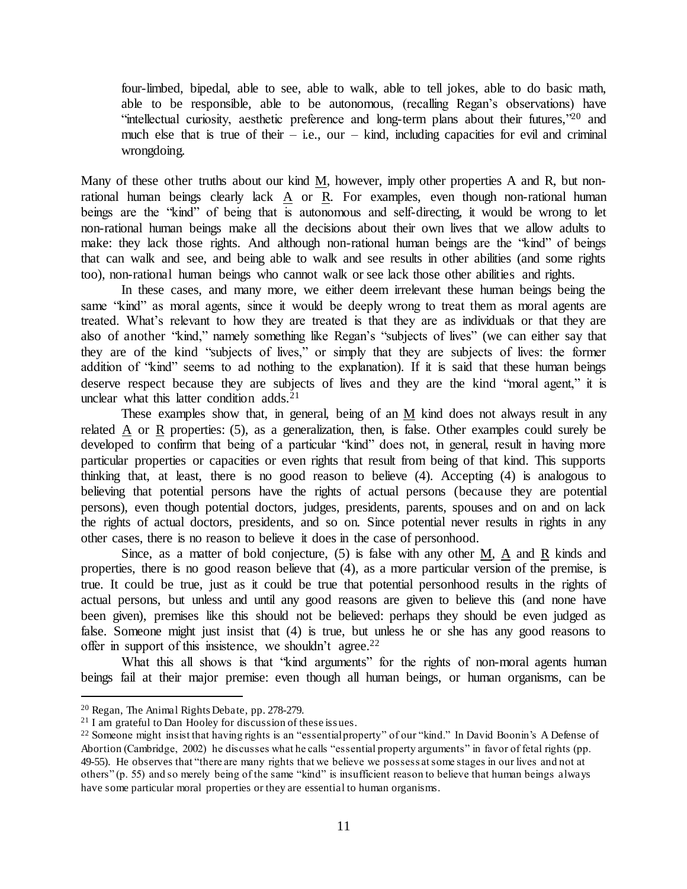four-limbed, bipedal, able to see, able to walk, able to tell jokes, able to do basic math, able to be responsible, able to be autonomous, (recalling Regan's observations) have "intellectual curiosity, aesthetic preference and long-term plans about their futures,"[20] and much else that is true of their – i.e., our – kind, including capacities for evil and criminal wrongdoing.

Many of these other truths about our kind M, however, imply other properties A and R, but non-rational human beings clearly lack A or R. For examples, even though non-rational human beings are the "kind" of being that is autonomous and self-directing, it would be wrong to let non-rational human beings make all the decisions about their own lives that we allow adults to make: they lack those rights. And although non-rational human beings are the "kind" of beings that can walk and see, and being able to walk and see results in other abilities (and some rights too), non-rational human beings who cannot walk or see lack those other abilities and rights.

In these cases, and many more, we either deem irrelevant these human beings being the same "kind" as moral agents, since it would be deeply wrong to treat them as moral agents are treated. What's relevant to how they are treated is that they are as individuals or that they are also of another "kind," namely something like Regan's "subjects of lives" (we can either say that they are of the kind "subjects of lives," or simply that they are subjects of lives: the former addition of "kind" seems to ad nothing to the explanation). If it is said that these human beings deserve respect because they are subjects of lives and they are the kind "moral agent," it is unclear what this latter condition adds.[21]

These examples show that, in general, being of an M kind does not always result in any related A or R properties: (5), as a generalization, then, is false. Other examples could surely be developed to confirm that being of a particular "kind" does not, in general, result in having more particular properties or capacities or even rights that result from being of that kind. This supports thinking that, at least, there is no good reason to believe (4). Accepting (4) is analogous to believing that potential persons have the rights of actual persons (because they are potential persons), even though potential doctors, judges, presidents, parents, spouses and on and on lack the rights of actual doctors, presidents, and so on. Since potential never results in rights in any other cases, there is no reason to believe it does in the case of personhood.

Since, as a matter of bold conjecture, (5) is false with any other M, A and R kinds and properties, there is no good reason believe that (4), as a more particular version of the premise, is true. It could be true, just as it could be true that potential personhood results in the rights of actual persons, but unless and until any good reasons are given to believe this (and none have been given), premises like this should not be believed: perhaps they should be even judged as false. Someone might just insist that (4) is true, but unless he or she has any good reasons to offer in support of this insistence, we shouldn't agree.[22]

What this all shows is that "kind arguments" for the rights of non-moral agents human beings fail at their major premise: even though all human beings, or human organisms, can be

---

[20] Regan, The Animal Rights Debate, pp. 278-279.

[21] I am grateful to Dan Hooley for discussion of these issues.

[22] Someone might insist that having rights is an "essential property" of our "kind." In David Boonin's A Defense of Abortion (Cambridge, 2002) he discusses what he calls "essential property arguments" in favor of fetal rights (pp. 49-55). He observes that "there are many rights that we believe we possess at some stages in our lives and not at others" (p. 55) and so merely being of the same "kind" is insufficient reason to believe that human beings always have some particular moral properties or they are essential to human organisms.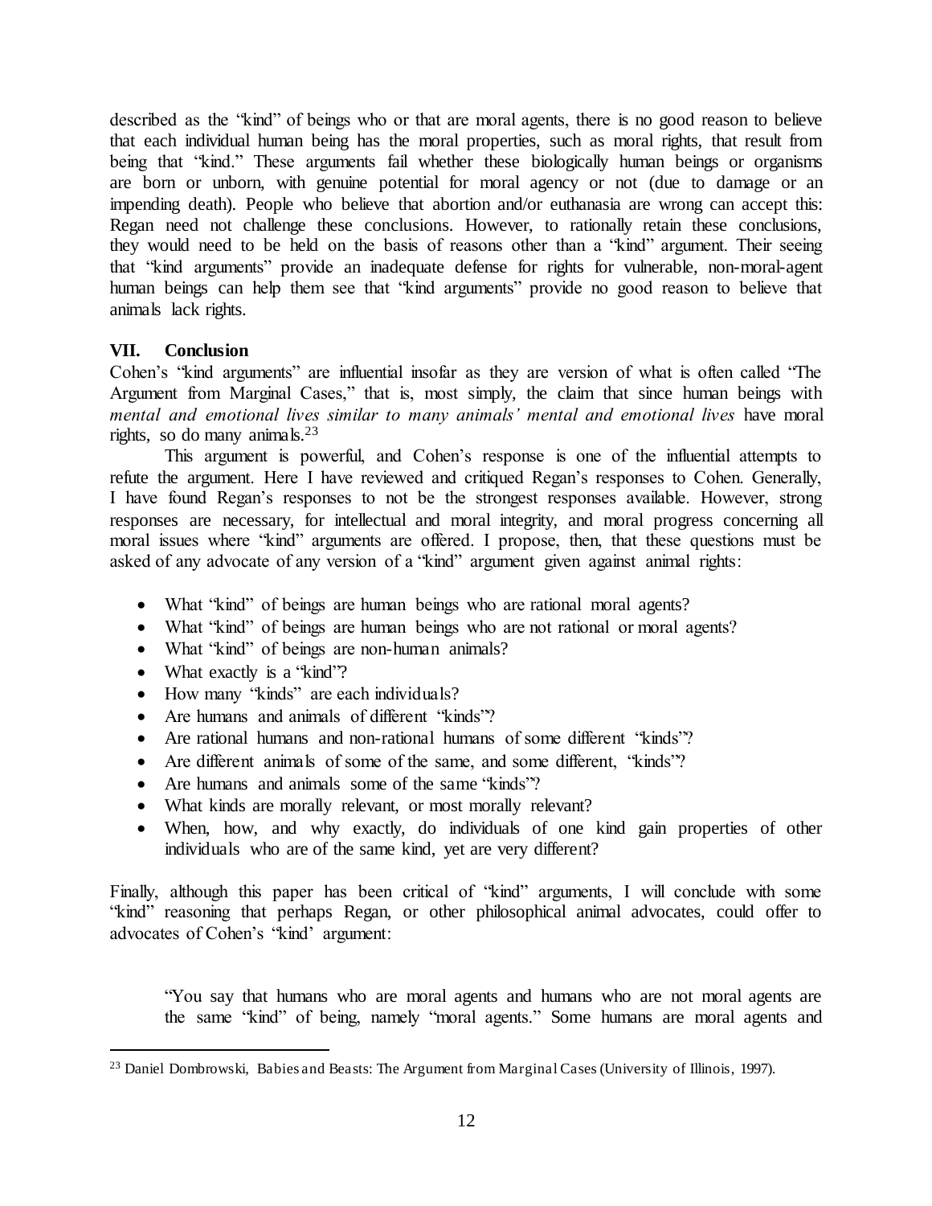described as the "kind" of beings who or that are moral agents, there is no good reason to believe that each individual human being has the moral properties, such as moral rights, that result from being that "kind." These arguments fail whether these biologically human beings or organisms are born or unborn, with genuine potential for moral agency or not (due to damage or an impending death). People who believe that abortion and/or euthanasia are wrong can accept this: Regan need not challenge these conclusions. However, to rationally retain these conclusions, they would need to be held on the basis of reasons other than a "kind" argument. Their seeing that "kind arguments" provide an inadequate defense for rights for vulnerable, non-moral-agent human beings can help them see that "kind arguments" provide no good reason to believe that animals lack rights.

## VII. Conclusion

Cohen's "kind arguments" are influential insofar as they are version of what is often called "The Argument from Marginal Cases," that is, most simply, the claim that since human beings with *mental and emotional lives similar to many animals' mental and emotional lives* have moral rights, so do many animals.[23]

This argument is powerful, and Cohen's response is one of the influential attempts to refute the argument. Here I have reviewed and critiqued Regan's responses to Cohen. Generally, I have found Regan's responses to not be the strongest responses available. However, strong responses are necessary, for intellectual and moral integrity, and moral progress concerning all moral issues where "kind" arguments are offered. I propose, then, that these questions must be asked of any advocate of any version of a "kind" argument given against animal rights:

- What "kind" of beings are human beings who are rational moral agents?
- What "kind" of beings are human beings who are not rational or moral agents?
- What "kind" of beings are non-human animals?
- What exactly is a "kind"?
- How many "kinds" are each individuals?
- Are humans and animals of different "kinds"?
- Are rational humans and non-rational humans of some different "kinds"?
- Are different animals of some of the same, and some different, "kinds"?
- Are humans and animals some of the same "kinds"?
- What kinds are morally relevant, or most morally relevant?
- When, how, and why exactly, do individuals of one kind gain properties of other individuals who are of the same kind, yet are very different?

Finally, although this paper has been critical of "kind" arguments, I will conclude with some "kind" reasoning that perhaps Regan, or other philosophical animal advocates, could offer to advocates of Cohen's "kind' argument:

> "You say that humans who are moral agents and humans who are not moral agents are the same "kind" of being, namely "moral agents." Some humans are moral agents and

[23] Daniel Dombrowski, Babies and Beasts: The Argument from Marginal Cases (University of Illinois, 1997).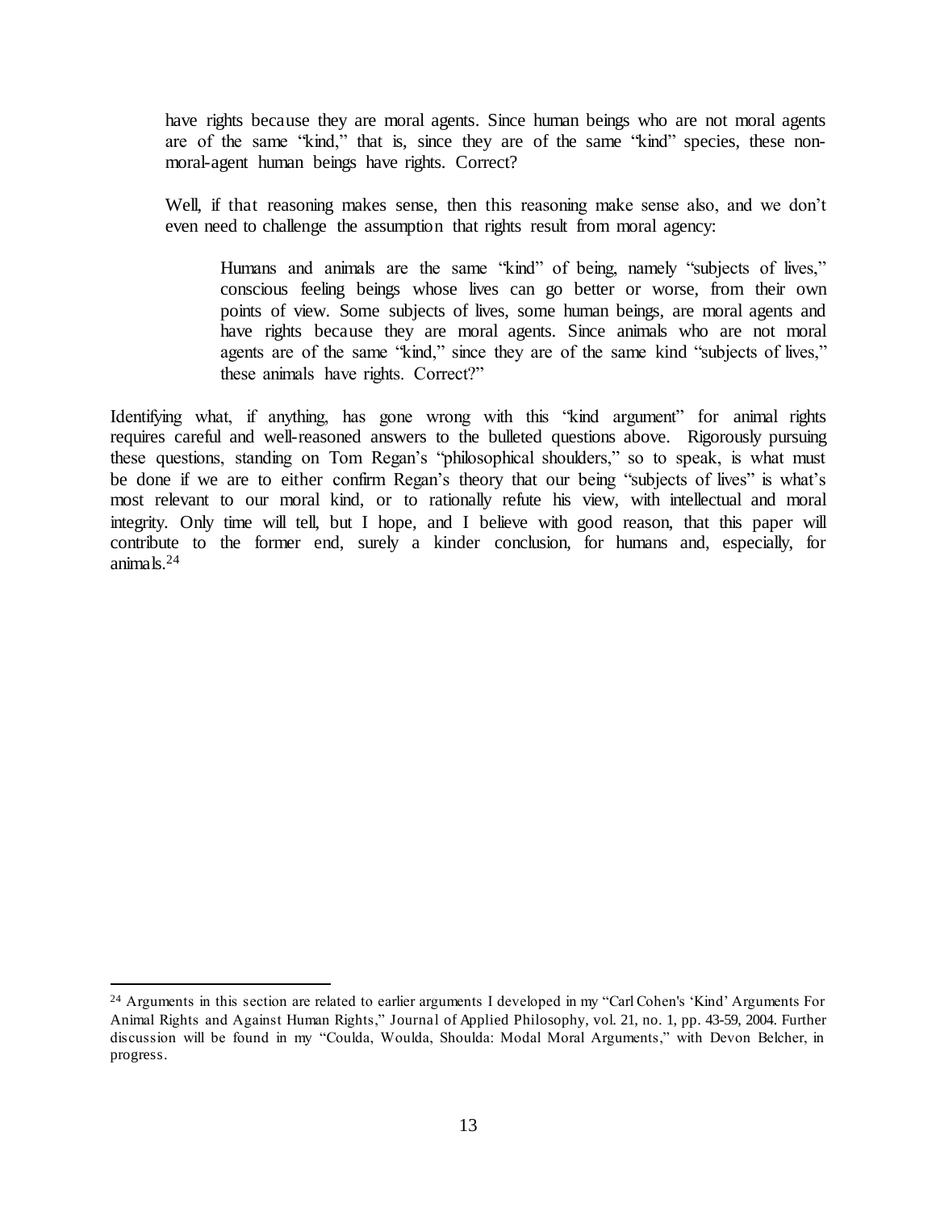> have rights because they are moral agents. Since human beings who are not moral agents are of the same "kind," that is, since they are of the same "kind" species, these non-moral-agent human beings have rights. Correct?
>
> Well, if that reasoning makes sense, then this reasoning make sense also, and we don't even need to challenge the assumption that rights result from moral agency:
>
>> Humans and animals are the same "kind" of being, namely "subjects of lives," conscious feeling beings whose lives can go better or worse, from their own points of view. Some subjects of lives, some human beings, are moral agents and have rights because they are moral agents. Since animals who are not moral agents are of the same "kind," since they are of the same kind "subjects of lives," these animals have rights. Correct?"

Identifying what, if anything, has gone wrong with this "kind argument" for animal rights requires careful and well-reasoned answers to the bulleted questions above. Rigorously pursuing these questions, standing on Tom Regan's "philosophical shoulders," so to speak, is what must be done if we are to either confirm Regan's theory that our being "subjects of lives" is what's most relevant to our moral kind, or to rationally refute his view, with intellectual and moral integrity. Only time will tell, but I hope, and I believe with good reason, that this paper will contribute to the former end, surely a kinder conclusion, for humans and, especially, for animals.[24]

---

[24] Arguments in this section are related to earlier arguments I developed in my "Carl Cohen's 'Kind' Arguments For Animal Rights and Against Human Rights," Journal of Applied Philosophy, vol. 21, no. 1, pp. 43-59, 2004. Further discussion will be found in my "Coulda, Woulda, Shoulda: Modal Moral Arguments," with Devon Belcher, in progress.